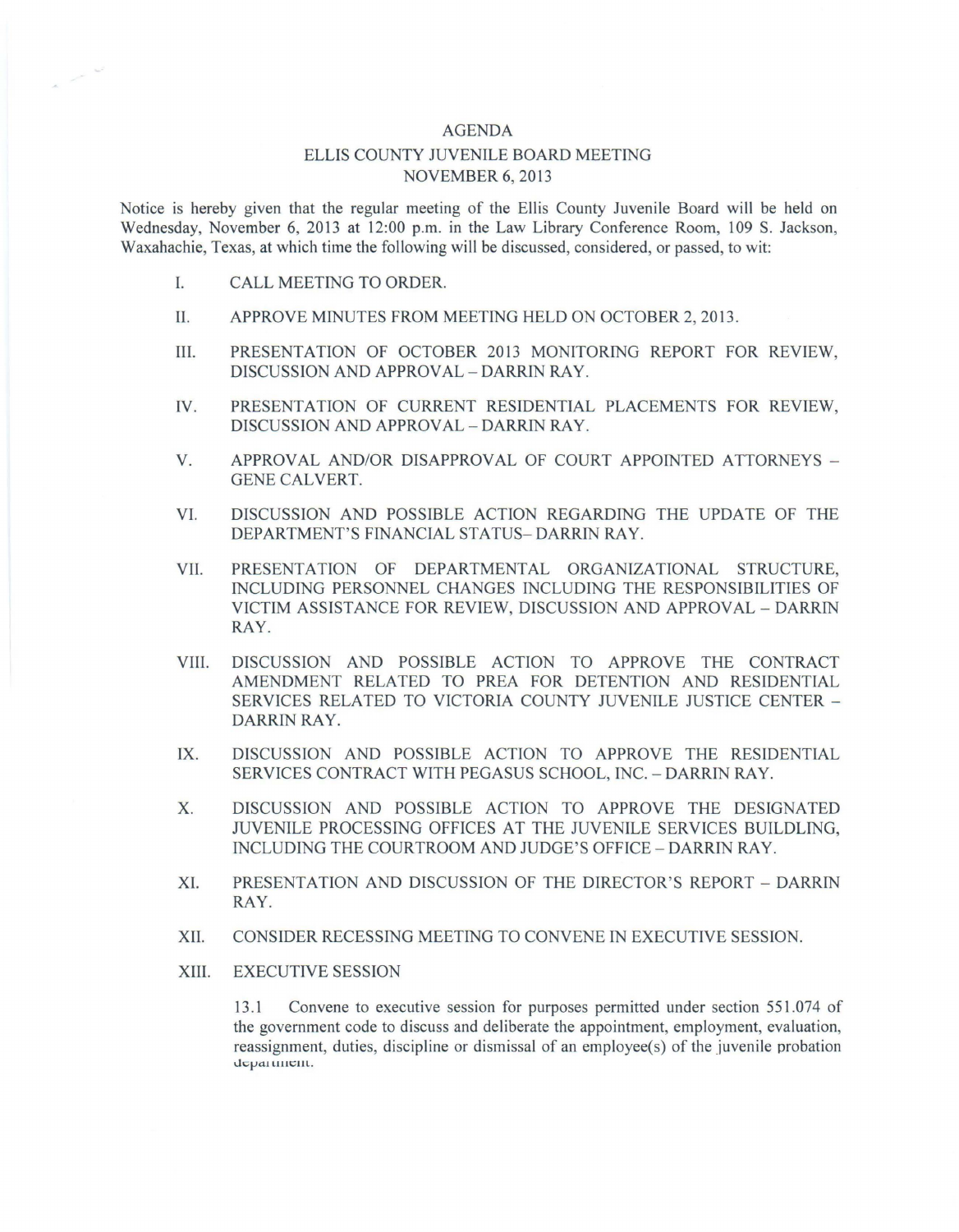# AGENDA

## ELLIS COUNTY JUVENILE BOARD MEETING

## NOVEMBER 6, 2013

Notice is hereby given that the regular meeting of the Ellis County Juvenile Board will be held on Wednesday, November 6, 2013 at 12:00 p.m. in the Law Library Conference Room, 109 S. Jackson, Waxahachie, Texas, at which time the following will be discussed, considered, or passed, to wit:

I. CALL MEETING TO ORDER.

II. APPROVE MINUTES FROM MEETING HELD ON OCTOBER 2, 2013.

III. PRESENTATION OF OCTOBER 2013 MONITORING REPORT FOR REVIEW, DISCUSSION AND APPROVAL – DARRIN RAY.

IV. PRESENTATION OF CURRENT RESIDENTIAL PLACEMENTS FOR REVIEW, DISCUSSION AND APPROVAL – DARRIN RAY.

V. APPROVAL AND/OR DISAPPROVAL OF COURT APPOINTED ATTORNEYS – GENE CALVERT.

VI. DISCUSSION AND POSSIBLE ACTION REGARDING THE UPDATE OF THE DEPARTMENT'S FINANCIAL STATUS– DARRIN RAY.

VII. PRESENTATION OF DEPARTMENTAL ORGANIZATIONAL STRUCTURE, INCLUDING PERSONNEL CHANGES INCLUDING THE RESPONSIBILITIES OF VICTIM ASSISTANCE FOR REVIEW, DISCUSSION AND APPROVAL – DARRIN RAY.

VIII. DISCUSSION AND POSSIBLE ACTION TO APPROVE THE CONTRACT AMENDMENT RELATED TO PREA FOR DETENTION AND RESIDENTIAL SERVICES RELATED TO VICTORIA COUNTY JUVENILE JUSTICE CENTER – DARRIN RAY.

IX. DISCUSSION AND POSSIBLE ACTION TO APPROVE THE RESIDENTIAL SERVICES CONTRACT WITH PEGASUS SCHOOL, INC. – DARRIN RAY.

X. DISCUSSION AND POSSIBLE ACTION TO APPROVE THE DESIGNATED JUVENILE PROCESSING OFFICES AT THE JUVENILE SERVICES BUILDLING, INCLUDING THE COURTROOM AND JUDGE'S OFFICE – DARRIN RAY.

XI. PRESENTATION AND DISCUSSION OF THE DIRECTOR'S REPORT – DARRIN RAY.

XII. CONSIDER RECESSING MEETING TO CONVENE IN EXECUTIVE SESSION.

XIII. EXECUTIVE SESSION

13.1 Convene to executive session for purposes permitted under section 551.074 of the government code to discuss and deliberate the appointment, employment, evaluation, reassignment, duties, discipline or dismissal of an employee(s) of the juvenile probation department.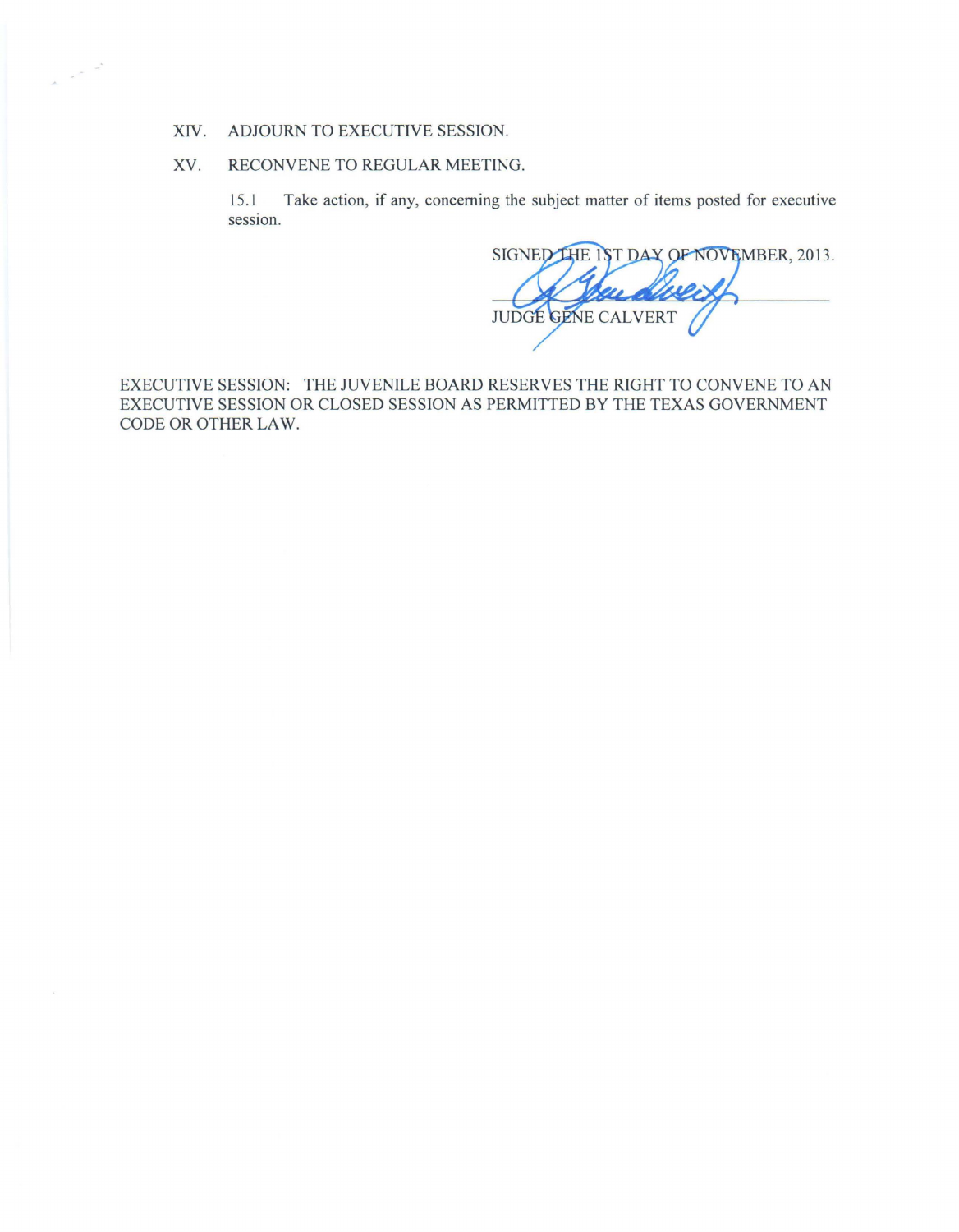XIV. ADJOURN TO EXECUTIVE SESSION.

XV. RECONVENE TO REGULAR MEETING.

15.1 Take action, if any, concerning the subject matter of items posted for executive session.

SIGNED THE 1ST DAY OF NOVEMBER, 2013.

JUDGE GENE CALVERT

EXECUTIVE SESSION: THE JUVENILE BOARD RESERVES THE RIGHT TO CONVENE TO AN EXECUTIVE SESSION OR CLOSED SESSION AS PERMITTED BY THE TEXAS GOVERNMENT CODE OR OTHER LAW.